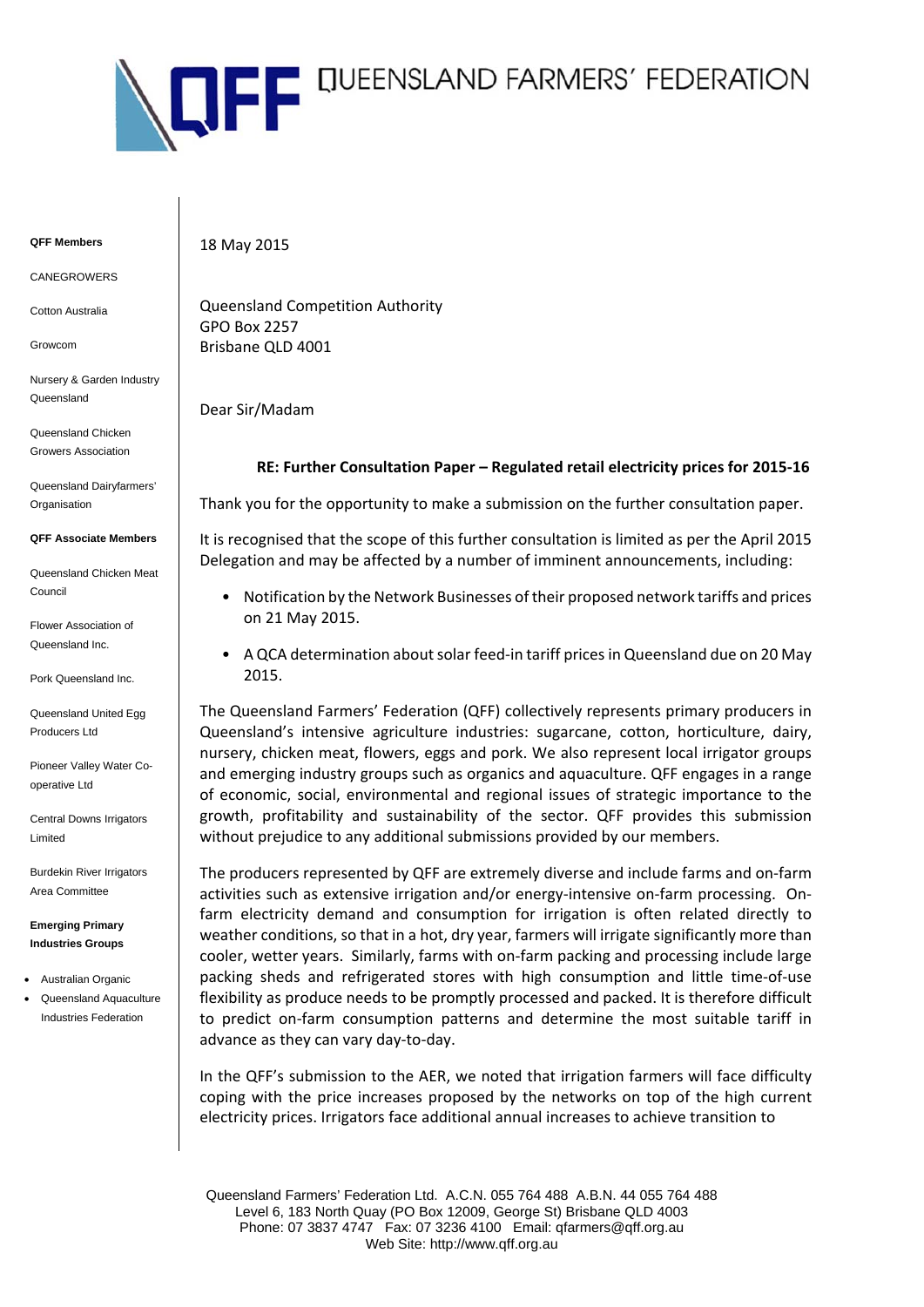# QUEENSLAND FARMERS' FEDERATION

**QFF Members**

CANEGROWERS

Cotton Australia

Growcom

Nursery & Garden Industry Queensland

Queensland Chicken Growers Association

Queensland Dairyfarmers' Organisation

**QFF Associate Members**

Queensland Chicken Meat Council

Flower Association of Queensland Inc.

Pork Queensland Inc.

Queensland United Egg Producers Ltd

Pioneer Valley Water Co-operative Ltd

Central Downs Irrigators Limited

Burdekin River Irrigators Area Committee

**Emerging Primary Industries Groups**

- Australian Organic
- Queensland Aquaculture Industries Federation

18 May 2015

Queensland Competition Authority
GPO Box 2257
Brisbane QLD 4001

Dear Sir/Madam

**RE: Further Consultation Paper – Regulated retail electricity prices for 2015-16**

Thank you for the opportunity to make a submission on the further consultation paper.

It is recognised that the scope of this further consultation is limited as per the April 2015 Delegation and may be affected by a number of imminent announcements, including:

- Notification by the Network Businesses of their proposed network tariffs and prices on 21 May 2015.
- A QCA determination about solar feed-in tariff prices in Queensland due on 20 May 2015.

The Queensland Farmers' Federation (QFF) collectively represents primary producers in Queensland's intensive agriculture industries: sugarcane, cotton, horticulture, dairy, nursery, chicken meat, flowers, eggs and pork. We also represent local irrigator groups and emerging industry groups such as organics and aquaculture. QFF engages in a range of economic, social, environmental and regional issues of strategic importance to the growth, profitability and sustainability of the sector. QFF provides this submission without prejudice to any additional submissions provided by our members.

The producers represented by QFF are extremely diverse and include farms and on-farm activities such as extensive irrigation and/or energy-intensive on-farm processing. On-farm electricity demand and consumption for irrigation is often related directly to weather conditions, so that in a hot, dry year, farmers will irrigate significantly more than cooler, wetter years. Similarly, farms with on-farm packing and processing include large packing sheds and refrigerated stores with high consumption and little time-of-use flexibility as produce needs to be promptly processed and packed. It is therefore difficult to predict on-farm consumption patterns and determine the most suitable tariff in advance as they can vary day-to-day.

In the QFF's submission to the AER, we noted that irrigation farmers will face difficulty coping with the price increases proposed by the networks on top of the high current electricity prices. Irrigators face additional annual increases to achieve transition to

Queensland Farmers' Federation Ltd. A.C.N. 055 764 488 A.B.N. 44 055 764 488
Level 6, 183 North Quay (PO Box 12009, George St) Brisbane QLD 4003
Phone: 07 3837 4747 Fax: 07 3236 4100 Email: qfarmers@qff.org.au
Web Site: http://www.qff.org.au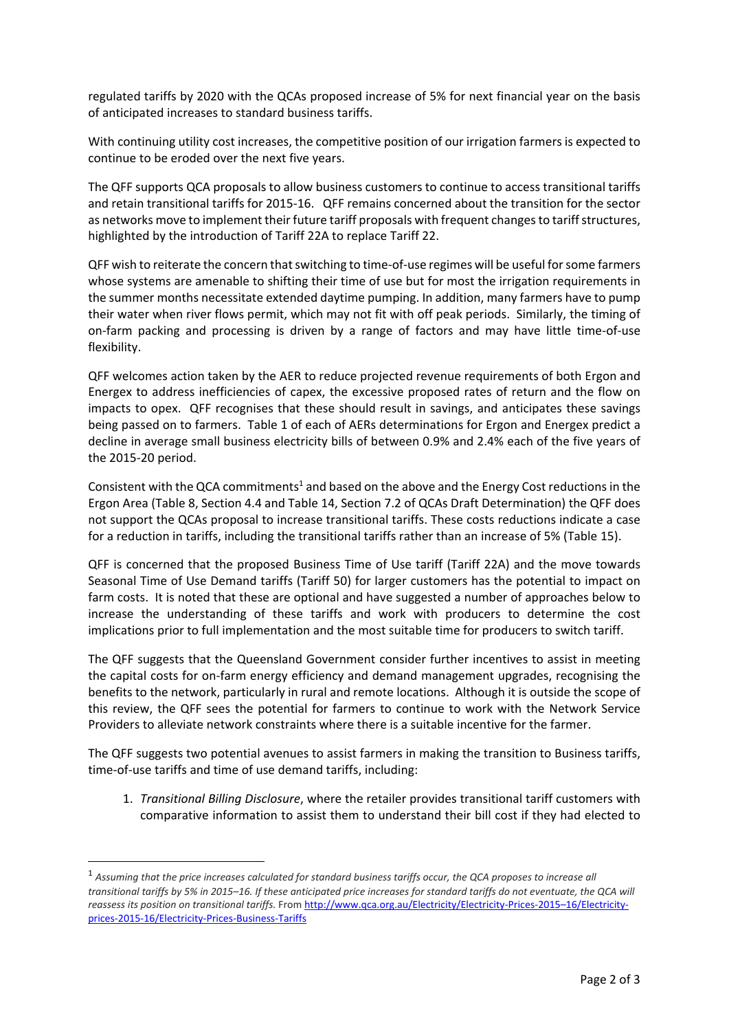regulated tariffs by 2020 with the QCAs proposed increase of 5% for next financial year on the basis of anticipated increases to standard business tariffs.

With continuing utility cost increases, the competitive position of our irrigation farmers is expected to continue to be eroded over the next five years.

The QFF supports QCA proposals to allow business customers to continue to access transitional tariffs and retain transitional tariffs for 2015-16. QFF remains concerned about the transition for the sector as networks move to implement their future tariff proposals with frequent changes to tariff structures, highlighted by the introduction of Tariff 22A to replace Tariff 22.

QFF wish to reiterate the concern that switching to time-of-use regimes will be useful for some farmers whose systems are amenable to shifting their time of use but for most the irrigation requirements in the summer months necessitate extended daytime pumping. In addition, many farmers have to pump their water when river flows permit, which may not fit with off peak periods. Similarly, the timing of on-farm packing and processing is driven by a range of factors and may have little time-of-use flexibility.

QFF welcomes action taken by the AER to reduce projected revenue requirements of both Ergon and Energex to address inefficiencies of capex, the excessive proposed rates of return and the flow on impacts to opex. QFF recognises that these should result in savings, and anticipates these savings being passed on to farmers. Table 1 of each of AERs determinations for Ergon and Energex predict a decline in average small business electricity bills of between 0.9% and 2.4% each of the five years of the 2015-20 period.

Consistent with the QCA commitments[1] and based on the above and the Energy Cost reductions in the Ergon Area (Table 8, Section 4.4 and Table 14, Section 7.2 of QCAs Draft Determination) the QFF does not support the QCAs proposal to increase transitional tariffs. These costs reductions indicate a case for a reduction in tariffs, including the transitional tariffs rather than an increase of 5% (Table 15).

QFF is concerned that the proposed Business Time of Use tariff (Tariff 22A) and the move towards Seasonal Time of Use Demand tariffs (Tariff 50) for larger customers has the potential to impact on farm costs. It is noted that these are optional and have suggested a number of approaches below to increase the understanding of these tariffs and work with producers to determine the cost implications prior to full implementation and the most suitable time for producers to switch tariff.

The QFF suggests that the Queensland Government consider further incentives to assist in meeting the capital costs for on-farm energy efficiency and demand management upgrades, recognising the benefits to the network, particularly in rural and remote locations. Although it is outside the scope of this review, the QFF sees the potential for farmers to continue to work with the Network Service Providers to alleviate network constraints where there is a suitable incentive for the farmer.

The QFF suggests two potential avenues to assist farmers in making the transition to Business tariffs, time-of-use tariffs and time of use demand tariffs, including:

1. *Transitional Billing Disclosure*, where the retailer provides transitional tariff customers with comparative information to assist them to understand their bill cost if they had elected to

---

[1] *Assuming that the price increases calculated for standard business tariffs occur, the QCA proposes to increase all transitional tariffs by 5% in 2015–16. If these anticipated price increases for standard tariffs do not eventuate, the QCA will reassess its position on transitional tariffs.* From http://www.qca.org.au/Electricity/Electricity-Prices-2015–16/Electricity-prices-2015-16/Electricity-Prices-Business-Tariffs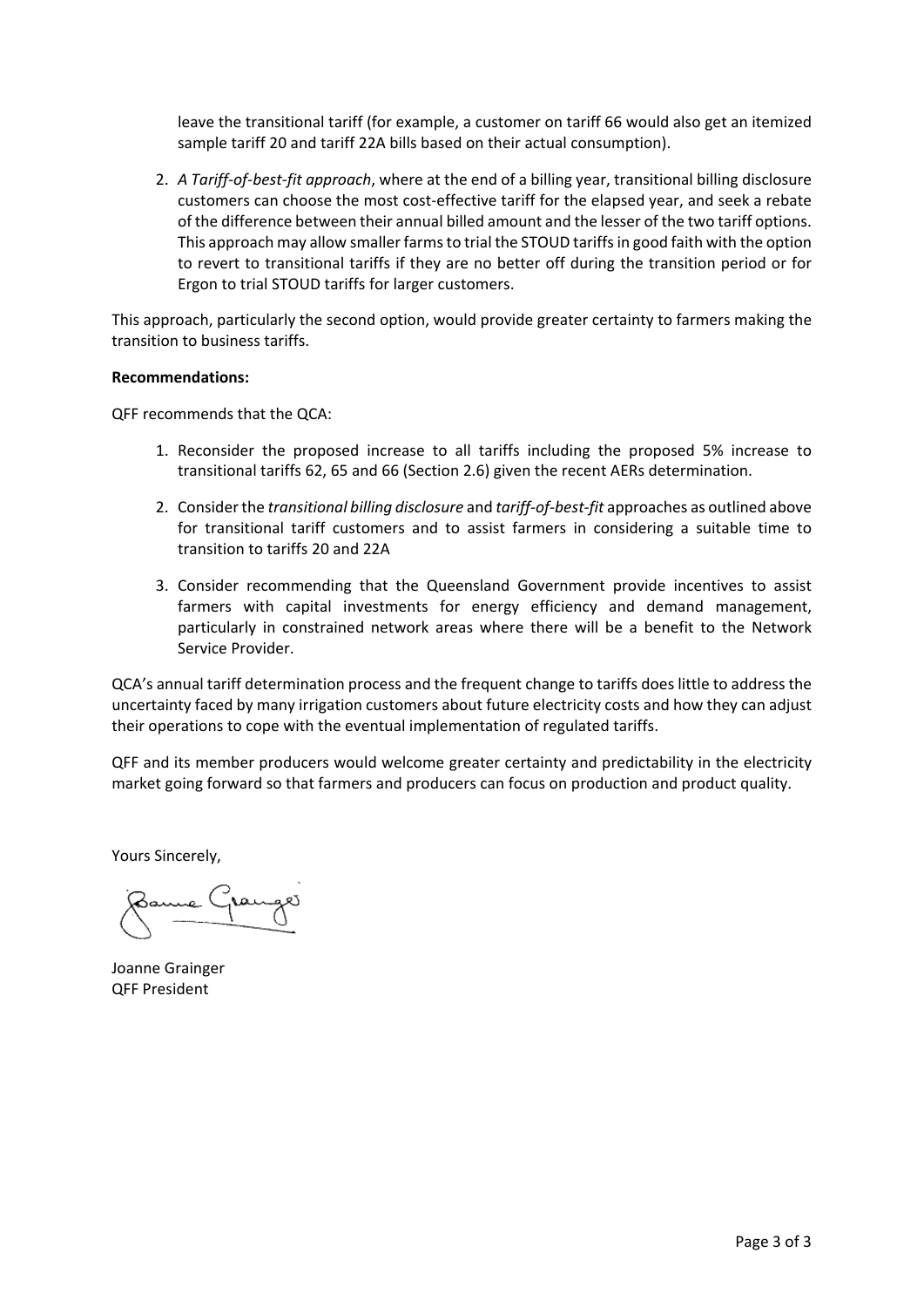leave the transitional tariff (for example, a customer on tariff 66 would also get an itemized sample tariff 20 and tariff 22A bills based on their actual consumption).

2. *A Tariff-of-best-fit approach*, where at the end of a billing year, transitional billing disclosure customers can choose the most cost-effective tariff for the elapsed year, and seek a rebate of the difference between their annual billed amount and the lesser of the two tariff options. This approach may allow smaller farms to trial the STOUD tariffs in good faith with the option to revert to transitional tariffs if they are no better off during the transition period or for Ergon to trial STOUD tariffs for larger customers.

This approach, particularly the second option, would provide greater certainty to farmers making the transition to business tariffs.

**Recommendations:**

QFF recommends that the QCA:

1. Reconsider the proposed increase to all tariffs including the proposed 5% increase to transitional tariffs 62, 65 and 66 (Section 2.6) given the recent AERs determination.
2. Consider the *transitional billing disclosure* and *tariff-of-best-fit* approaches as outlined above for transitional tariff customers and to assist farmers in considering a suitable time to transition to tariffs 20 and 22A
3. Consider recommending that the Queensland Government provide incentives to assist farmers with capital investments for energy efficiency and demand management, particularly in constrained network areas where there will be a benefit to the Network Service Provider.

QCA's annual tariff determination process and the frequent change to tariffs does little to address the uncertainty faced by many irrigation customers about future electricity costs and how they can adjust their operations to cope with the eventual implementation of regulated tariffs.

QFF and its member producers would welcome greater certainty and predictability in the electricity market going forward so that farmers and producers can focus on production and product quality.

Yours Sincerely,

Joanne Grainger
QFF President